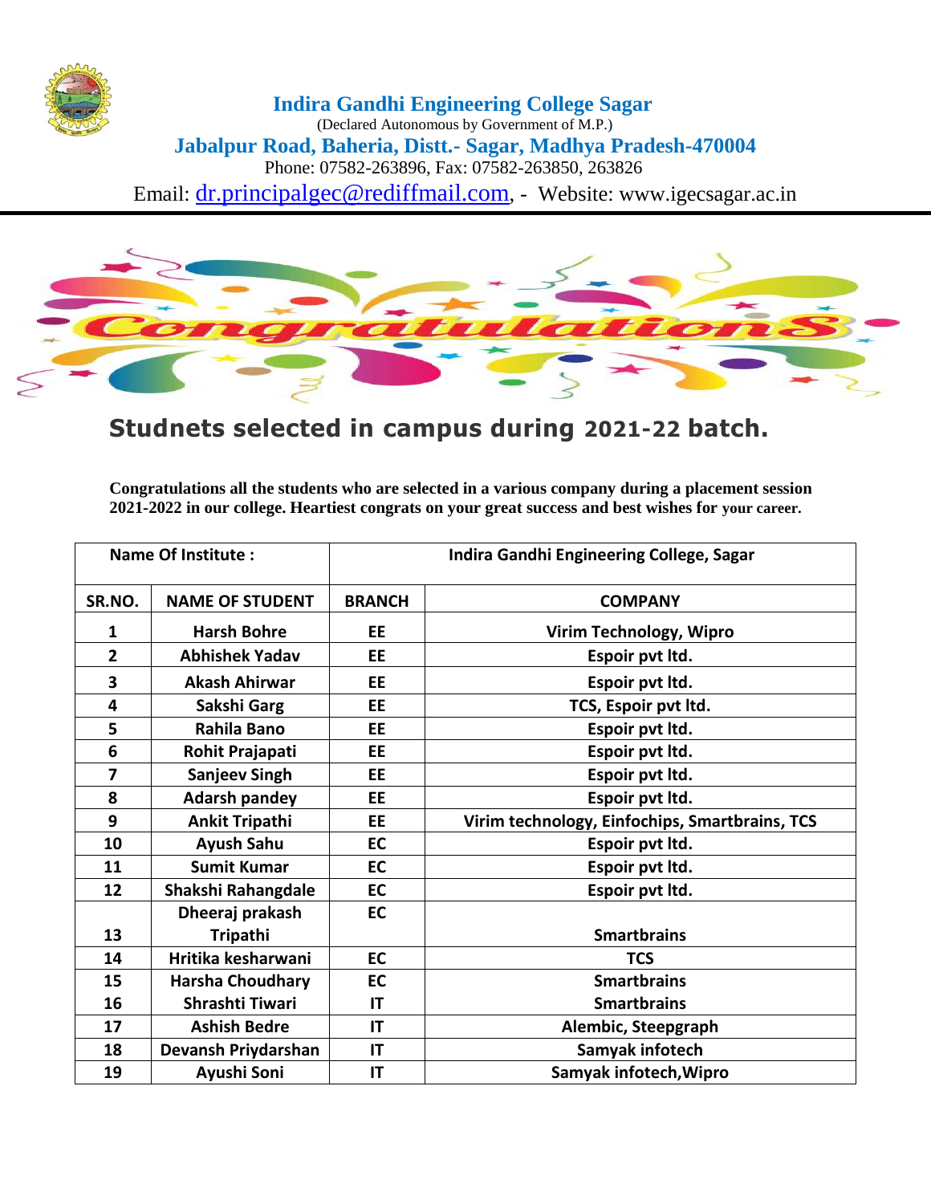# Indira Gandhi Engineering College Sagar

(Declared Autonomous by Government of M.P.)

**Jabalpur Road, Baheria, Distt.- Sagar, Madhya Pradesh-470004**

Phone: 07582-263896, Fax: 07582-263850, 263826

Email: dr.principalgec@rediffmail.com, - Website: www.igecsagar.ac.in

Congratulations

## Studnets selected in campus during 2021-22 batch.

**Congratulations all the students who are selected in a various company during a placement session 2021-2022 in our college. Heartiest congrats on your great success and best wishes for your career.**

| Name Of Institute : | | Indira Gandhi Engineering College, Sagar | |
|---|---|---|---|
| **SR.NO.** | **NAME OF STUDENT** | **BRANCH** | **COMPANY** |
| 1 | Harsh Bohre | EE | Virim Technology, Wipro |
| 2 | Abhishek Yadav | EE | Espoir pvt ltd. |
| 3 | Akash Ahirwar | EE | Espoir pvt ltd. |
| 4 | Sakshi Garg | EE | TCS, Espoir pvt ltd. |
| 5 | Rahila Bano | EE | Espoir pvt ltd. |
| 6 | Rohit Prajapati | EE | Espoir pvt ltd. |
| 7 | Sanjeev Singh | EE | Espoir pvt ltd. |
| 8 | Adarsh pandey | EE | Espoir pvt ltd. |
| 9 | Ankit Tripathi | EE | Virim technology, Einfochips, Smartbrains, TCS |
| 10 | Ayush Sahu | EC | Espoir pvt ltd. |
| 11 | Sumit Kumar | EC | Espoir pvt ltd. |
| 12 | Shakshi Rahangdale | EC | Espoir pvt ltd. |
| 13 | Dheeraj prakash Tripathi | EC | Smartbrains |
| 14 | Hritika kesharwani | EC | TCS |
| 15 | Harsha Choudhary | EC | Smartbrains |
| 16 | Shrashti Tiwari | IT | Smartbrains |
| 17 | Ashish Bedre | IT | Alembic, Steepgraph |
| 18 | Devansh Priydarshan | IT | Samyak infotech |
| 19 | Ayushi Soni | IT | Samyak infotech,Wipro |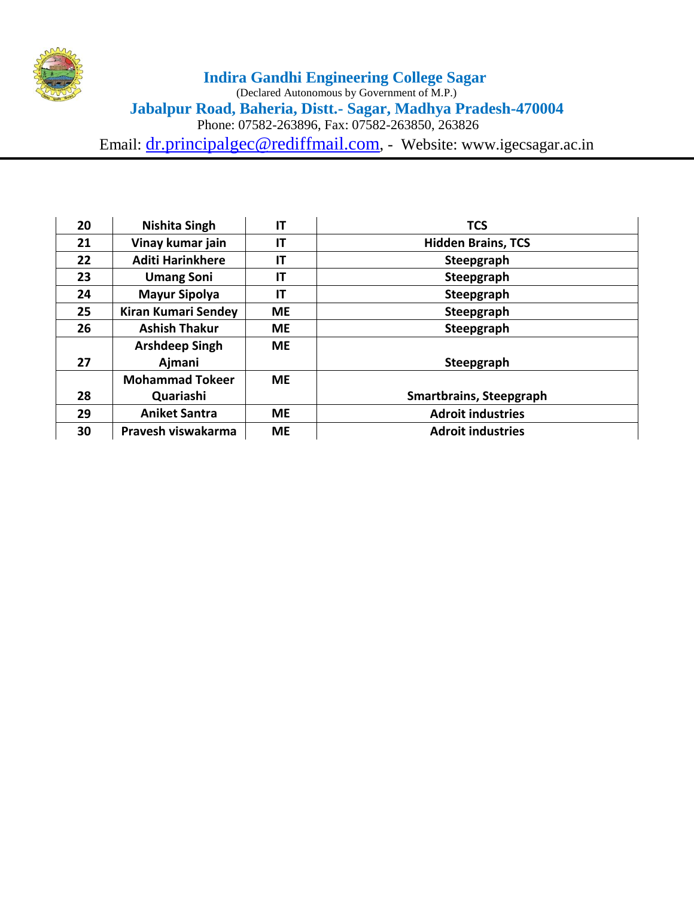**Indira Gandhi Engineering College Sagar**

(Declared Autonomous by Government of M.P.)

**Jabalpur Road, Baheria, Distt.- Sagar, Madhya Pradesh-470004**

Phone: 07582-263896, Fax: 07582-263850, 263826

Email: dr.principalgec@rediffmail.com, - Website: www.igecsagar.ac.in

| | | | |
|---|---|---|---|
| **20** | **Nishita Singh** | **IT** | **TCS** |
| **21** | **Vinay kumar jain** | **IT** | **Hidden Brains, TCS** |
| **22** | **Aditi Harinkhere** | **IT** | **Steepgraph** |
| **23** | **Umang Soni** | **IT** | **Steepgraph** |
| **24** | **Mayur Sipolya** | **IT** | **Steepgraph** |
| **25** | **Kiran Kumari Sendey** | **ME** | **Steepgraph** |
| **26** | **Ashish Thakur** | **ME** | **Steepgraph** |
| **27** | **Arshdeep Singh Ajmani** | **ME** | **Steepgraph** |
| **28** | **Mohammad Tokeer Quariashi** | **ME** | **Smartbrains, Steepgraph** |
| **29** | **Aniket Santra** | **ME** | **Adroit industries** |
| **30** | **Pravesh viswakarma** | **ME** | **Adroit industries** |